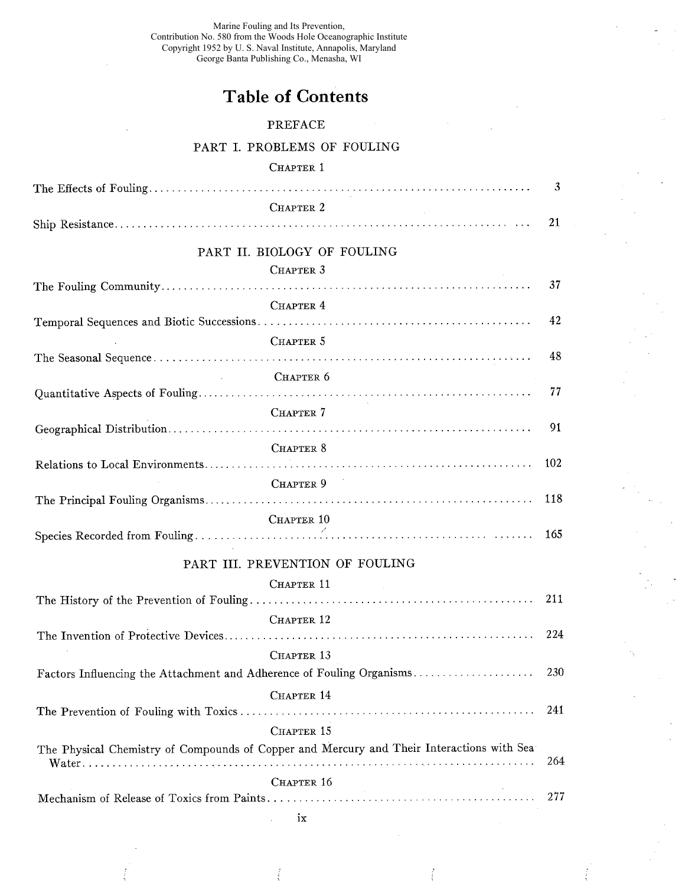Marine Fouling and Its Prevention,
Contribution No. 580 from the Woods Hole Oceanographic Institute
Copyright 1952 by U. S. Naval Institute, Annapolis, Maryland
George Banta Publishing Co., Menasha, WI

# Table of Contents

PREFACE

## PART I. PROBLEMS OF FOULING

CHAPTER 1

The Effects of Fouling .................................................. 3

CHAPTER 2

Ship Resistance .................................................. 21

## PART II. BIOLOGY OF FOULING

CHAPTER 3

The Fouling Community .................................................. 37

CHAPTER 4

Temporal Sequences and Biotic Successions .................................................. 42

CHAPTER 5

The Seasonal Sequence .................................................. 48

CHAPTER 6

Quantitative Aspects of Fouling .................................................. 77

CHAPTER 7

Geographical Distribution .................................................. 91

CHAPTER 8

Relations to Local Environments .................................................. 102

CHAPTER 9

The Principal Fouling Organisms .................................................. 118

CHAPTER 10

Species Recorded from Fouling .................................................. 165

## PART III. PREVENTION OF FOULING

CHAPTER 11

The History of the Prevention of Fouling .................................................. 211

CHAPTER 12

The Invention of Protective Devices .................................................. 224

CHAPTER 13

Factors Influencing the Attachment and Adherence of Fouling Organisms .................................................. 230

CHAPTER 14

The Prevention of Fouling with Toxics .................................................. 241

CHAPTER 15

The Physical Chemistry of Compounds of Copper and Mercury and Their Interactions with Sea Water .................................................. 264

CHAPTER 16

Mechanism of Release of Toxics from Paints .................................................. 277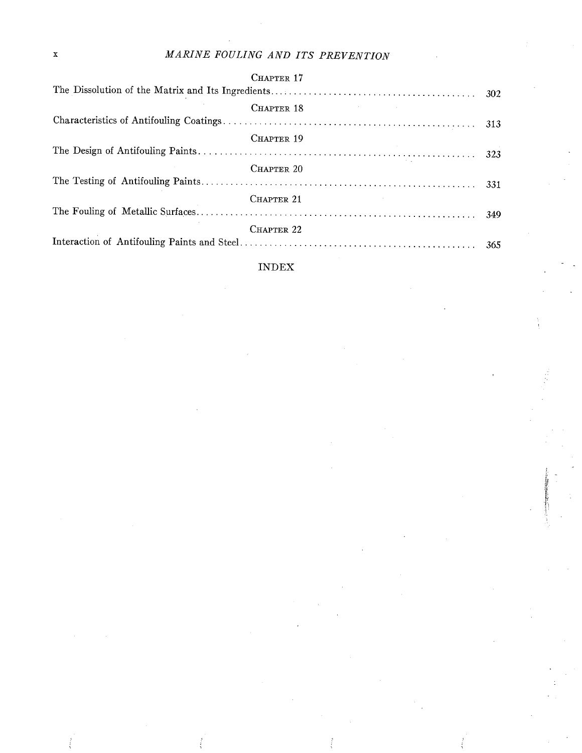CHAPTER 17

The Dissolution of the Matrix and Its Ingredients .......... 302

CHAPTER 18

Characteristics of Antifouling Coatings .......... 313

CHAPTER 19

The Design of Antifouling Paints .......... 323

CHAPTER 20

The Testing of Antifouling Paints .......... 331

CHAPTER 21

The Fouling of Metallic Surfaces .......... 349

CHAPTER 22

Interaction of Antifouling Paints and Steel .......... 365

INDEX